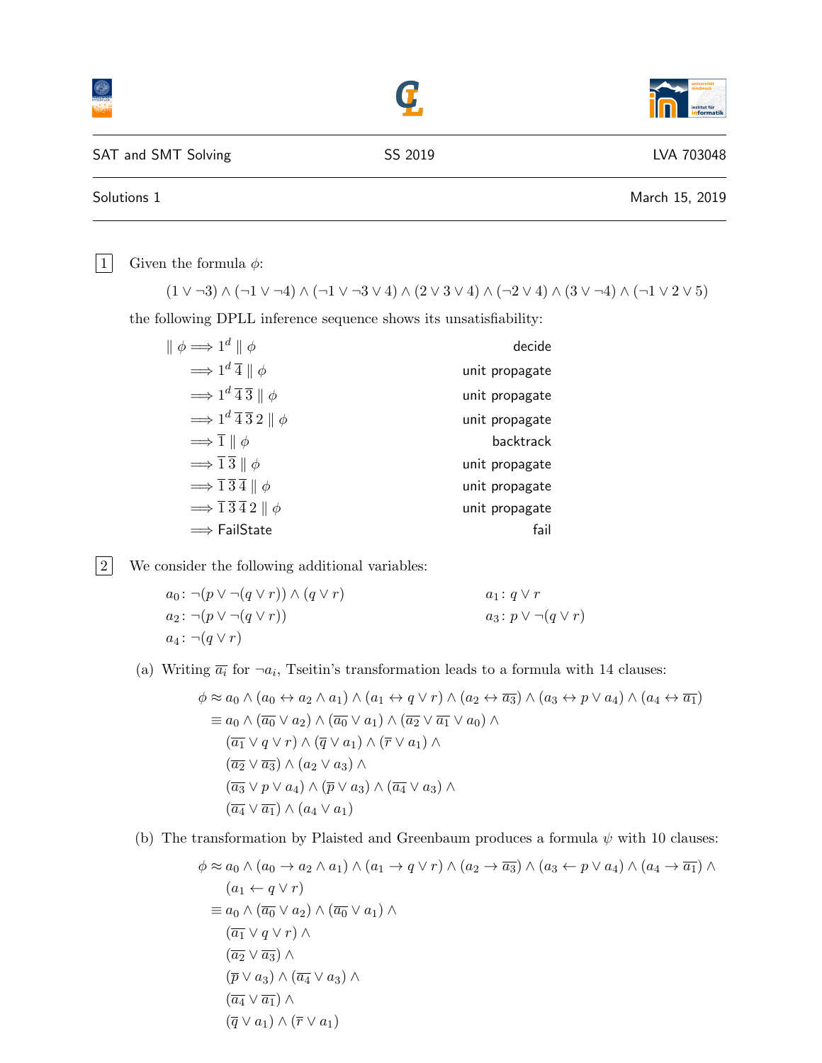SAT and SMT Solving — SS 2019 — LVA 703048

Solutions 1 — March 15, 2019

**1** Given the formula $\phi$:

$$(1 \vee \neg 3) \wedge (\neg 1 \vee \neg 4) \wedge (\neg 1 \vee \neg 3 \vee 4) \wedge (2 \vee 3 \vee 4) \wedge (\neg 2 \vee 4) \wedge (3 \vee \neg 4) \wedge (\neg 1 \vee 2 \vee 5)$$

the following DPLL inference sequence shows its unsatisfiability:

| | |
|---|---|
| $\parallel \phi \Longrightarrow 1^d \parallel \phi$ | decide |
| $\Longrightarrow 1^d\, \overline{4} \parallel \phi$ | unit propagate |
| $\Longrightarrow 1^d\, \overline{4}\, \overline{3} \parallel \phi$ | unit propagate |
| $\Longrightarrow 1^d\, \overline{4}\, \overline{3}\, 2 \parallel \phi$ | unit propagate |
| $\Longrightarrow \overline{1} \parallel \phi$ | backtrack |
| $\Longrightarrow \overline{1}\, \overline{3} \parallel \phi$ | unit propagate |
| $\Longrightarrow \overline{1}\, \overline{3}\, \overline{4} \parallel \phi$ | unit propagate |
| $\Longrightarrow \overline{1}\, \overline{3}\, \overline{4}\, 2 \parallel \phi$ | unit propagate |
| $\Longrightarrow$ FailState | fail |

**2** We consider the following additional variables:

$a_0 \colon \neg(p \vee \neg(q \vee r)) \wedge (q \vee r)$

$a_1 \colon q \vee r$

$a_2 \colon \neg(p \vee \neg(q \vee r))$

$a_3 \colon p \vee \neg(q \vee r)$

$a_4 \colon \neg(q \vee r)$

(a) Writing $\overline{a_i}$ for $\neg a_i$, Tseitin's transformation leads to a formula with 14 clauses:

$$\begin{aligned}
\phi &\approx a_0 \wedge (a_0 \leftrightarrow a_2 \wedge a_1) \wedge (a_1 \leftrightarrow q \vee r) \wedge (a_2 \leftrightarrow \overline{a_3}) \wedge (a_3 \leftrightarrow p \vee a_4) \wedge (a_4 \leftrightarrow \overline{a_1}) \\
&\equiv a_0 \wedge (\overline{a_0} \vee a_2) \wedge (\overline{a_0} \vee a_1) \wedge (\overline{a_2} \vee \overline{a_1} \vee a_0) \wedge \\
&\quad (\overline{a_1} \vee q \vee r) \wedge (\overline{q} \vee a_1) \wedge (\overline{r} \vee a_1) \wedge \\
&\quad (\overline{a_2} \vee \overline{a_3}) \wedge (a_2 \vee a_3) \wedge \\
&\quad (\overline{a_3} \vee p \vee a_4) \wedge (\overline{p} \vee a_3) \wedge (\overline{a_4} \vee a_3) \wedge \\
&\quad (\overline{a_4} \vee \overline{a_1}) \wedge (a_4 \vee a_1)
\end{aligned}$$

(b) The transformation by Plaisted and Greenbaum produces a formula $\psi$ with 10 clauses:

$$\begin{aligned}
\phi &\approx a_0 \wedge (a_0 \rightarrow a_2 \wedge a_1) \wedge (a_1 \rightarrow q \vee r) \wedge (a_2 \rightarrow \overline{a_3}) \wedge (a_3 \leftarrow p \vee a_4) \wedge (a_4 \rightarrow \overline{a_1}) \wedge \\
&\quad (a_1 \leftarrow q \vee r) \\
&\equiv a_0 \wedge (\overline{a_0} \vee a_2) \wedge (\overline{a_0} \vee a_1) \wedge \\
&\quad (\overline{a_1} \vee q \vee r) \wedge \\
&\quad (\overline{a_2} \vee \overline{a_3}) \wedge \\
&\quad (\overline{p} \vee a_3) \wedge (\overline{a_4} \vee a_3) \wedge \\
&\quad (\overline{a_4} \vee \overline{a_1}) \wedge \\
&\quad (\overline{q} \vee a_1) \wedge (\overline{r} \vee a_1)
\end{aligned}$$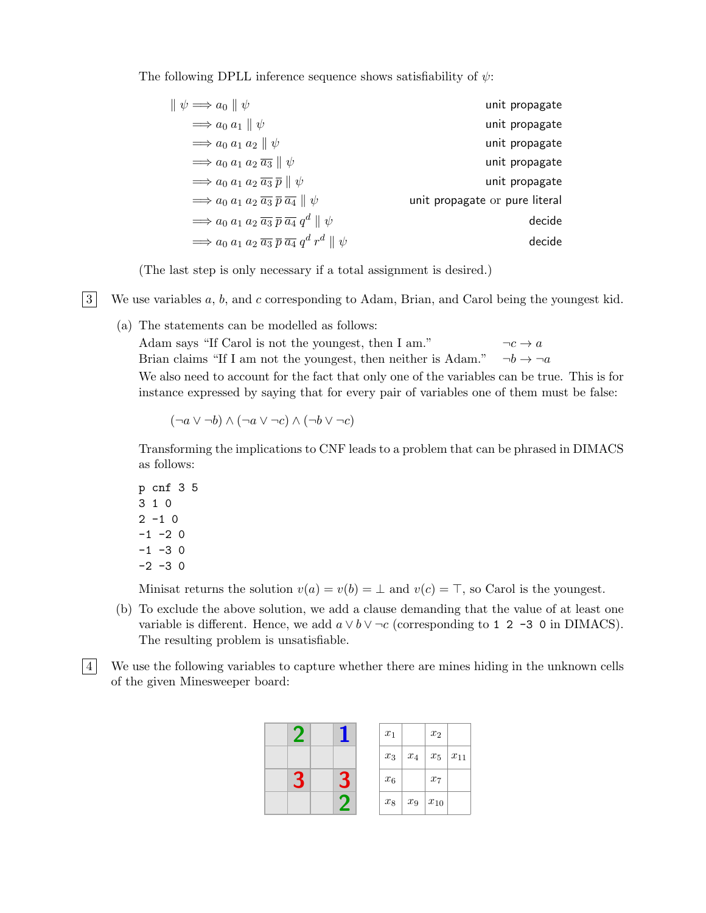The following DPLL inference sequence shows satisfiability of $\psi$:

$$
\begin{array}{llr}
\| \psi & \Longrightarrow a_0 \| \psi & \texttt{unit propagate} \\
& \Longrightarrow a_0\, a_1 \| \psi & \texttt{unit propagate} \\
& \Longrightarrow a_0\, a_1\, a_2 \| \psi & \texttt{unit propagate} \\
& \Longrightarrow a_0\, a_1\, a_2\, \overline{a_3} \| \psi & \texttt{unit propagate} \\
& \Longrightarrow a_0\, a_1\, a_2\, \overline{a_3}\, \overline{p} \| \psi & \texttt{unit propagate} \\
& \Longrightarrow a_0\, a_1\, a_2\, \overline{a_3}\, \overline{p}\, \overline{a_4} \| \psi & \texttt{unit propagate or pure literal} \\
& \Longrightarrow a_0\, a_1\, a_2\, \overline{a_3}\, \overline{p}\, \overline{a_4}\, q^d \| \psi & \texttt{decide} \\
& \Longrightarrow a_0\, a_1\, a_2\, \overline{a_3}\, \overline{p}\, \overline{a_4}\, q^d\, r^d \| \psi & \texttt{decide}
\end{array}
$$

(The last step is only necessary if a total assignment is desired.)

**3** We use variables $a$, $b$, and $c$ corresponding to Adam, Brian, and Carol being the youngest kid.

(a) The statements can be modelled as follows:

Adam says "If Carol is not the youngest, then I am." $\neg c \to a$

Brian claims "If I am not the youngest, then neither is Adam." $\neg b \to \neg a$

We also need to account for the fact that only one of the variables can be true. This is for instance expressed by saying that for every pair of variables one of them must be false:

$$(\neg a \lor \neg b) \land (\neg a \lor \neg c) \land (\neg b \lor \neg c)$$

Transforming the implications to CNF leads to a problem that can be phrased in DIMACS as follows:

```
p cnf 3 5
3 1 0
2 -1 0
-1 -2 0
-1 -3 0
-2 -3 0
```

Minisat returns the solution $v(a) = v(b) = \bot$ and $v(c) = \top$, so Carol is the youngest.

(b) To exclude the above solution, we add a clause demanding that the value of at least one variable is different. Hence, we add $a \lor b \lor \neg c$ (corresponding to `1 2 -3 0` in DIMACS). The resulting problem is unsatisfiable.

**4** We use the following variables to capture whether there are mines hiding in the unknown cells of the given Minesweeper board:

|   | 2 |   | 1 |
|---|---|---|---|
|   |   |   |   |
|   | 3 |   | 3 |
|   |   |   | 2 |

| $x_1$ |  | $x_2$ |  |
|---|---|---|---|
| $x_3$ | $x_4$ | $x_5$ | $x_{11}$ |
| $x_6$ |  | $x_7$ |  |
| $x_8$ | $x_9$ | $x_{10}$ |  |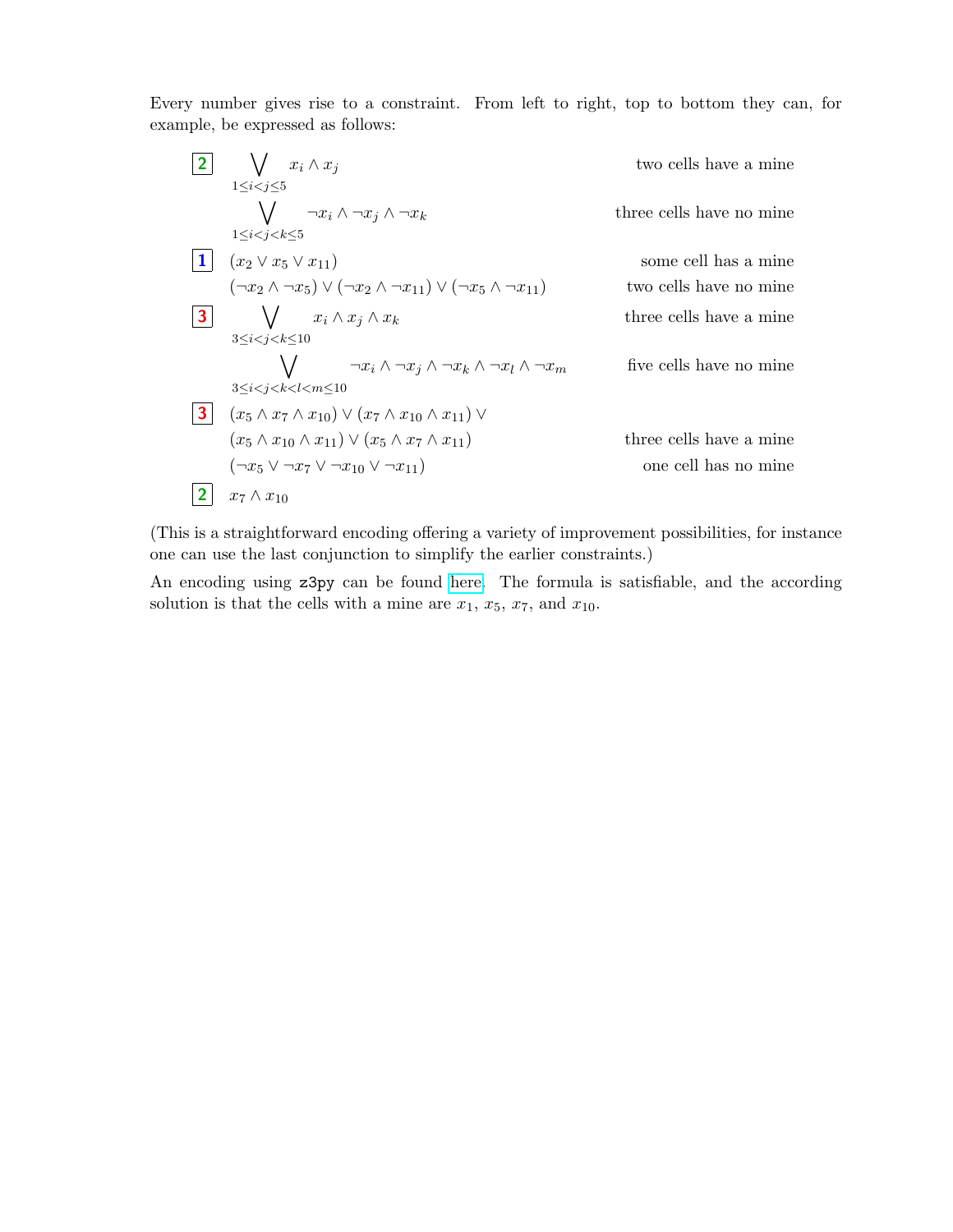Every number gives rise to a constraint. From left to right, top to bottom they can, for example, be expressed as follows:

**2** $\displaystyle\bigvee_{1\leq i<j\leq 5} x_i \wedge x_j$ — two cells have a mine

$\displaystyle\bigvee_{1\leq i<j<k\leq 5} \neg x_i \wedge \neg x_j \wedge \neg x_k$ — three cells have no mine

**1** $(x_2 \vee x_5 \vee x_{11})$ — some cell has a mine

$(\neg x_2 \wedge \neg x_5) \vee (\neg x_2 \wedge \neg x_{11}) \vee (\neg x_5 \wedge \neg x_{11})$ — two cells have no mine

**3** $\displaystyle\bigvee_{3\leq i<j<k\leq 10} x_i \wedge x_j \wedge x_k$ — three cells have a mine

$\displaystyle\bigvee_{3\leq i<j<k<l<m\leq 10} \neg x_i \wedge \neg x_j \wedge \neg x_k \wedge \neg x_l \wedge \neg x_m$ — five cells have no mine

**3** $(x_5 \wedge x_7 \wedge x_{10}) \vee (x_7 \wedge x_{10} \wedge x_{11}) \vee$
$(x_5 \wedge x_{10} \wedge x_{11}) \vee (x_5 \wedge x_7 \wedge x_{11})$ — three cells have a mine

$(\neg x_5 \vee \neg x_7 \vee \neg x_{10} \vee \neg x_{11})$ — one cell has no mine

**2** $x_7 \wedge x_{10}$

(This is a straightforward encoding offering a variety of improvement possibilities, for instance one can use the last conjunction to simplify the earlier constraints.)

An encoding using `z3py` can be found here. The formula is satisfiable, and the according solution is that the cells with a mine are $x_1$, $x_5$, $x_7$, and $x_{10}$.